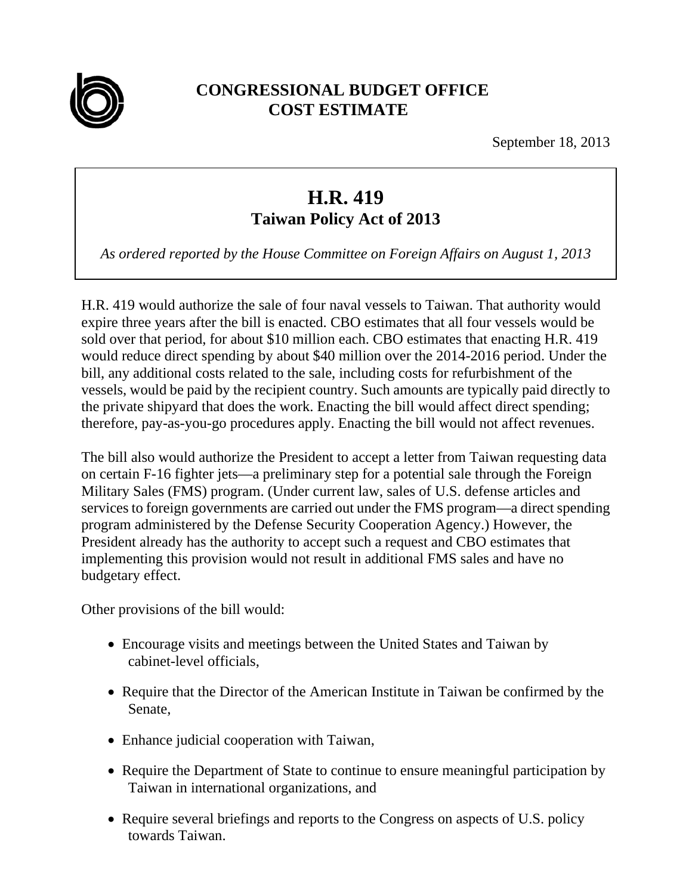# CONGRESSIONAL BUDGET OFFICE
## COST ESTIMATE

September 18, 2013

# H.R. 419
## Taiwan Policy Act of 2013

*As ordered reported by the House Committee on Foreign Affairs on August 1, 2013*

H.R. 419 would authorize the sale of four naval vessels to Taiwan. That authority would expire three years after the bill is enacted. CBO estimates that all four vessels would be sold over that period, for about $10 million each. CBO estimates that enacting H.R. 419 would reduce direct spending by about $40 million over the 2014-2016 period. Under the bill, any additional costs related to the sale, including costs for refurbishment of the vessels, would be paid by the recipient country. Such amounts are typically paid directly to the private shipyard that does the work. Enacting the bill would affect direct spending; therefore, pay-as-you-go procedures apply. Enacting the bill would not affect revenues.

The bill also would authorize the President to accept a letter from Taiwan requesting data on certain F-16 fighter jets—a preliminary step for a potential sale through the Foreign Military Sales (FMS) program. (Under current law, sales of U.S. defense articles and services to foreign governments are carried out under the FMS program—a direct spending program administered by the Defense Security Cooperation Agency.) However, the President already has the authority to accept such a request and CBO estimates that implementing this provision would not result in additional FMS sales and have no budgetary effect.

Other provisions of the bill would:

- Encourage visits and meetings between the United States and Taiwan by cabinet-level officials,
- Require that the Director of the American Institute in Taiwan be confirmed by the Senate,
- Enhance judicial cooperation with Taiwan,
- Require the Department of State to continue to ensure meaningful participation by Taiwan in international organizations, and
- Require several briefings and reports to the Congress on aspects of U.S. policy towards Taiwan.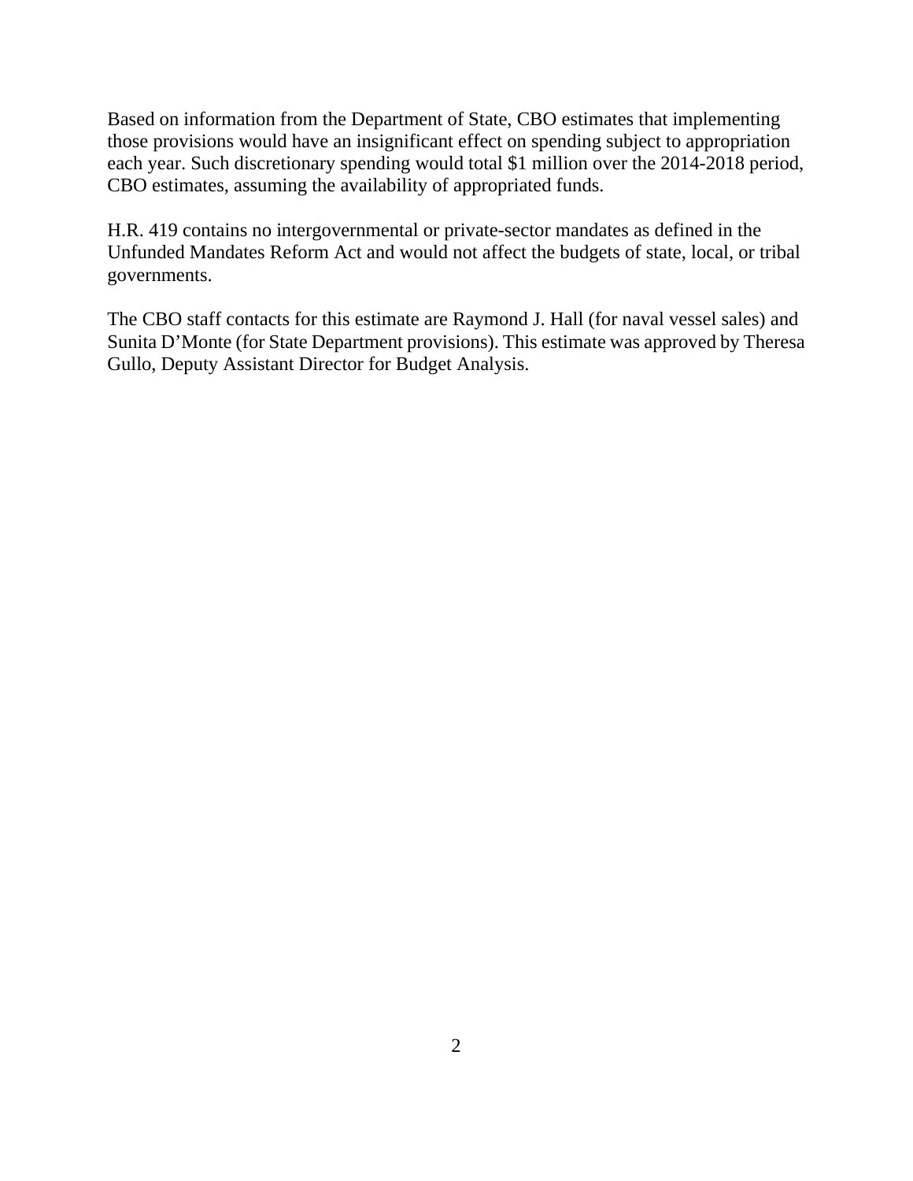Based on information from the Department of State, CBO estimates that implementing those provisions would have an insignificant effect on spending subject to appropriation each year. Such discretionary spending would total $1 million over the 2014-2018 period, CBO estimates, assuming the availability of appropriated funds.

H.R. 419 contains no intergovernmental or private-sector mandates as defined in the Unfunded Mandates Reform Act and would not affect the budgets of state, local, or tribal governments.

The CBO staff contacts for this estimate are Raymond J. Hall (for naval vessel sales) and Sunita D'Monte (for State Department provisions). This estimate was approved by Theresa Gullo, Deputy Assistant Director for Budget Analysis.